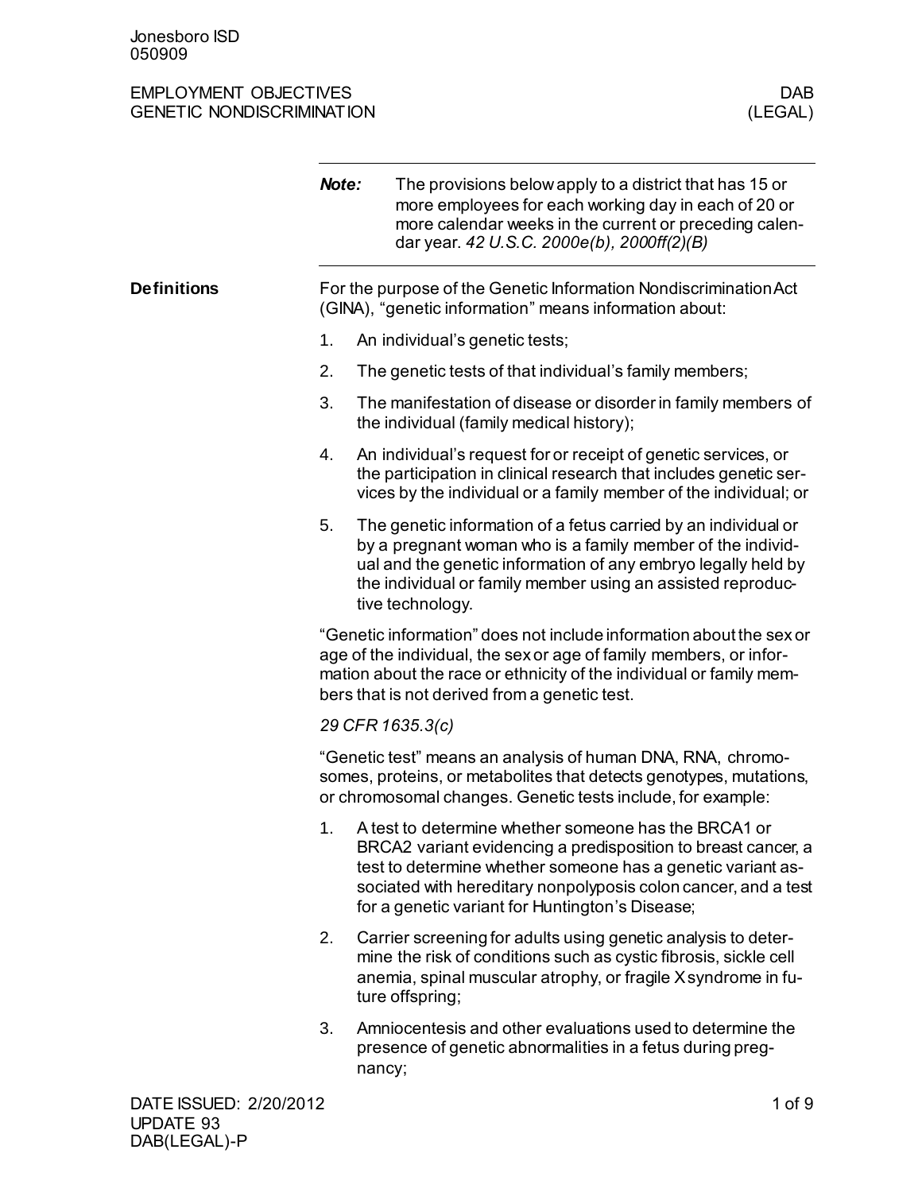Jonesboro ISD
050909

EMPLOYMENT OBJECTIVES
GENETIC NONDISCRIMINATION

DAB
(LEGAL)

**Note:** The provisions below apply to a district that has 15 or more employees for each working day in each of 20 or more calendar weeks in the current or preceding calendar year. *42 U.S.C. 2000e(b), 2000ff(2)(B)*

## Definitions

For the purpose of the Genetic Information Nondiscrimination Act (GINA), "genetic information" means information about:

1. An individual's genetic tests;
2. The genetic tests of that individual's family members;
3. The manifestation of disease or disorder in family members of the individual (family medical history);
4. An individual's request for or receipt of genetic services, or the participation in clinical research that includes genetic services by the individual or a family member of the individual; or
5. The genetic information of a fetus carried by an individual or by a pregnant woman who is a family member of the individual and the genetic information of any embryo legally held by the individual or family member using an assisted reproductive technology.

"Genetic information" does not include information about the sex or age of the individual, the sex or age of family members, or information about the race or ethnicity of the individual or family members that is not derived from a genetic test.

*29 CFR 1635.3(c)*

"Genetic test" means an analysis of human DNA, RNA, chromosomes, proteins, or metabolites that detects genotypes, mutations, or chromosomal changes. Genetic tests include, for example:

1. A test to determine whether someone has the BRCA1 or BRCA2 variant evidencing a predisposition to breast cancer, a test to determine whether someone has a genetic variant associated with hereditary nonpolyposis colon cancer, and a test for a genetic variant for Huntington's Disease;
2. Carrier screening for adults using genetic analysis to determine the risk of conditions such as cystic fibrosis, sickle cell anemia, spinal muscular atrophy, or fragile X syndrome in future offspring;
3. Amniocentesis and other evaluations used to determine the presence of genetic abnormalities in a fetus during pregnancy;

DATE ISSUED: 2/20/2012
UPDATE 93
DAB(LEGAL)-P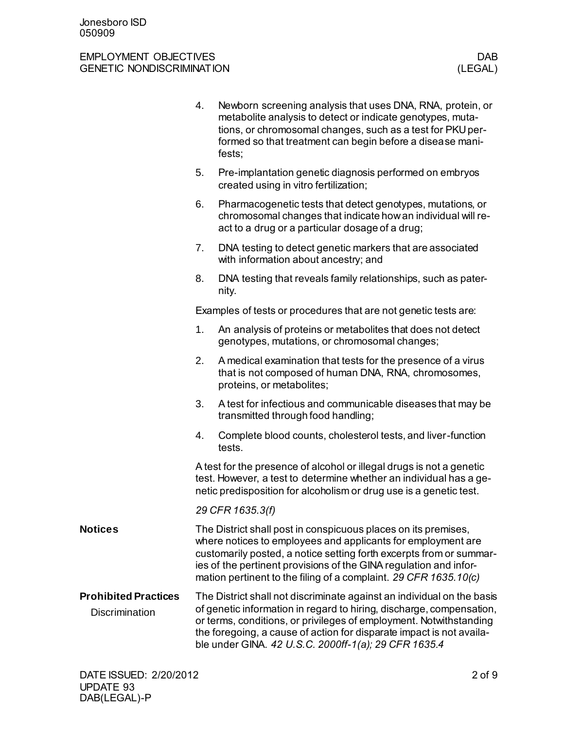4. Newborn screening analysis that uses DNA, RNA, protein, or metabolite analysis to detect or indicate genotypes, mutations, or chromosomal changes, such as a test for PKU performed so that treatment can begin before a disease manifests;
5. Pre-implantation genetic diagnosis performed on embryos created using in vitro fertilization;
6. Pharmacogenetic tests that detect genotypes, mutations, or chromosomal changes that indicate how an individual will react to a drug or a particular dosage of a drug;
7. DNA testing to detect genetic markers that are associated with information about ancestry; and
8. DNA testing that reveals family relationships, such as paternity.

Examples of tests or procedures that are not genetic tests are:

1. An analysis of proteins or metabolites that does not detect genotypes, mutations, or chromosomal changes;
2. A medical examination that tests for the presence of a virus that is not composed of human DNA, RNA, chromosomes, proteins, or metabolites;
3. A test for infectious and communicable diseases that may be transmitted through food handling;
4. Complete blood counts, cholesterol tests, and liver-function tests.

A test for the presence of alcohol or illegal drugs is not a genetic test. However, a test to determine whether an individual has a genetic predisposition for alcoholism or drug use is a genetic test.

*29 CFR 1635.3(f)*

## Notices

The District shall post in conspicuous places on its premises, where notices to employees and applicants for employment are customarily posted, a notice setting forth excerpts from or summaries of the pertinent provisions of the GINA regulation and information pertinent to the filing of a complaint. *29 CFR 1635.10(c)*

## Prohibited Practices

### Discrimination

The District shall not discriminate against an individual on the basis of genetic information in regard to hiring, discharge, compensation, or terms, conditions, or privileges of employment. Notwithstanding the foregoing, a cause of action for disparate impact is not available under GINA. *42 U.S.C. 2000ff-1(a); 29 CFR 1635.4*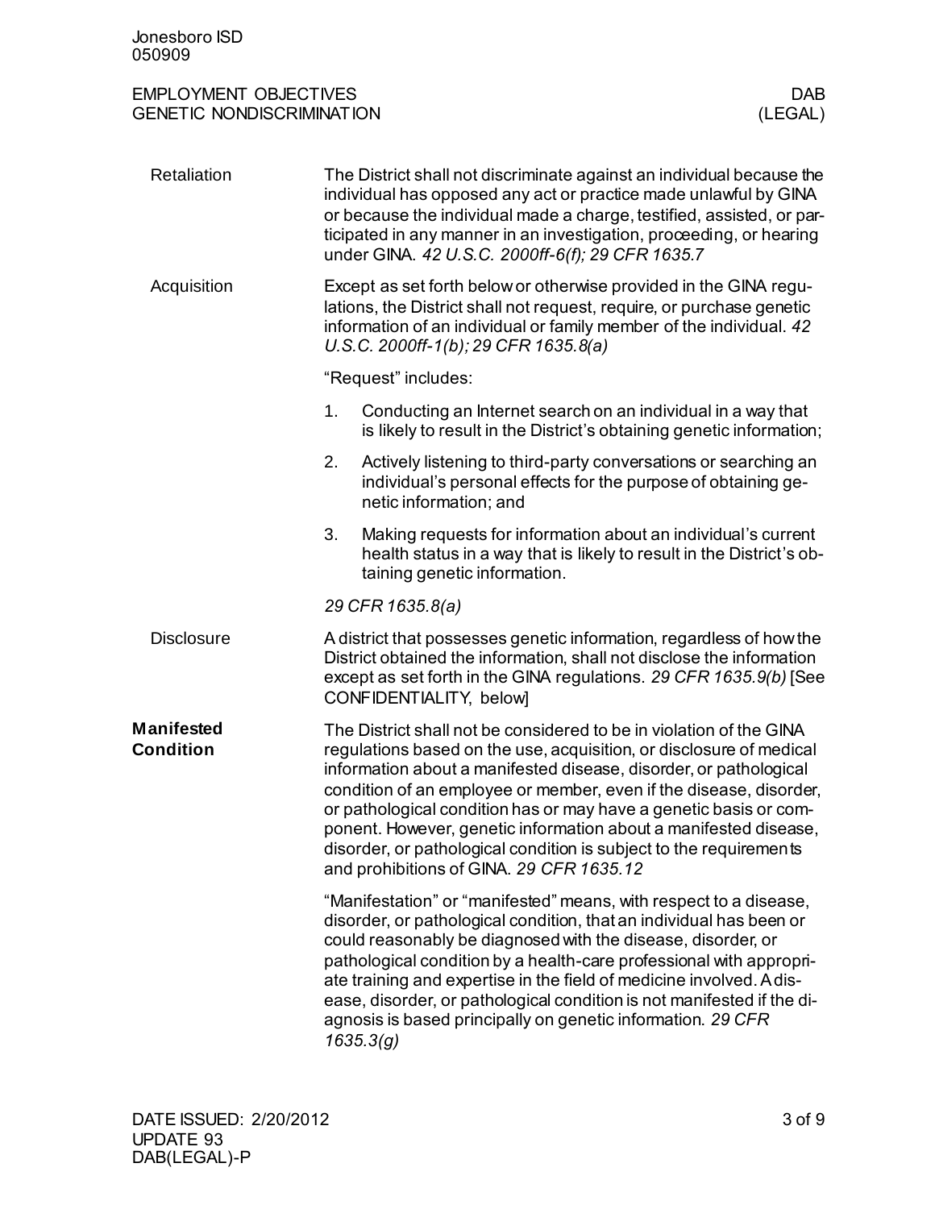### Retaliation

The District shall not discriminate against an individual because the individual has opposed any act or practice made unlawful by GINA or because the individual made a charge, testified, assisted, or participated in any manner in an investigation, proceeding, or hearing under GINA. *42 U.S.C. 2000ff-6(f); 29 CFR 1635.7*

### Acquisition

Except as set forth below or otherwise provided in the GINA regulations, the District shall not request, require, or purchase genetic information of an individual or family member of the individual. *42 U.S.C. 2000ff-1(b); 29 CFR 1635.8(a)*

"Request" includes:

1. Conducting an Internet search on an individual in a way that is likely to result in the District's obtaining genetic information;
2. Actively listening to third-party conversations or searching an individual's personal effects for the purpose of obtaining genetic information; and
3. Making requests for information about an individual's current health status in a way that is likely to result in the District's obtaining genetic information.

*29 CFR 1635.8(a)*

### Disclosure

A district that possesses genetic information, regardless of how the District obtained the information, shall not disclose the information except as set forth in the GINA regulations. *29 CFR 1635.9(b)* [See CONFIDENTIALITY, below]

## Manifested Condition

The District shall not be considered to be in violation of the GINA regulations based on the use, acquisition, or disclosure of medical information about a manifested disease, disorder, or pathological condition of an employee or member, even if the disease, disorder, or pathological condition has or may have a genetic basis or component. However, genetic information about a manifested disease, disorder, or pathological condition is subject to the requirements and prohibitions of GINA. *29 CFR 1635.12*

"Manifestation" or "manifested" means, with respect to a disease, disorder, or pathological condition, that an individual has been or could reasonably be diagnosed with the disease, disorder, or pathological condition by a health-care professional with appropriate training and expertise in the field of medicine involved. A disease, disorder, or pathological condition is not manifested if the diagnosis is based principally on genetic information. *29 CFR 1635.3(g)*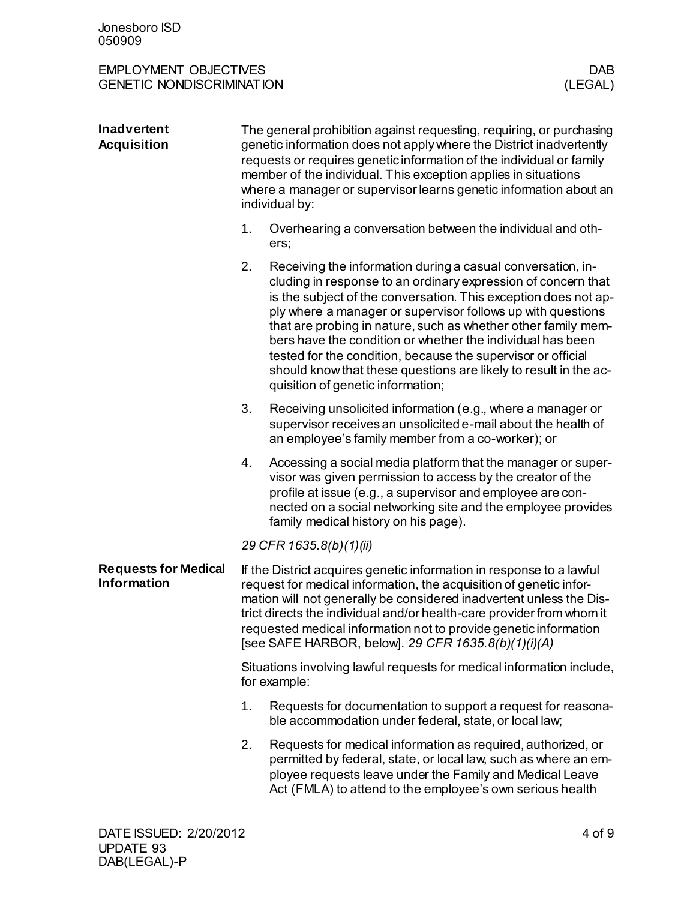### Inadvertent Acquisition

The general prohibition against requesting, requiring, or purchasing genetic information does not apply where the District inadvertently requests or requires genetic information of the individual or family member of the individual. This exception applies in situations where a manager or supervisor learns genetic information about an individual by:

1. Overhearing a conversation between the individual and others;
2. Receiving the information during a casual conversation, including in response to an ordinary expression of concern that is the subject of the conversation. This exception does not apply where a manager or supervisor follows up with questions that are probing in nature, such as whether other family members have the condition or whether the individual has been tested for the condition, because the supervisor or official should know that these questions are likely to result in the acquisition of genetic information;
3. Receiving unsolicited information (e.g., where a manager or supervisor receives an unsolicited e-mail about the health of an employee's family member from a co-worker); or
4. Accessing a social media platform that the manager or supervisor was given permission to access by the creator of the profile at issue (e.g., a supervisor and employee are connected on a social networking site and the employee provides family medical history on his page).

*29 CFR 1635.8(b)(1)(ii)*

### Requests for Medical Information

If the District acquires genetic information in response to a lawful request for medical information, the acquisition of genetic information will not generally be considered inadvertent unless the District directs the individual and/or health-care provider from whom it requested medical information not to provide genetic information [see SAFE HARBOR, below]. *29 CFR 1635.8(b)(1)(i)(A)*

Situations involving lawful requests for medical information include, for example:

1. Requests for documentation to support a request for reasonable accommodation under federal, state, or local law;
2. Requests for medical information as required, authorized, or permitted by federal, state, or local law, such as where an employee requests leave under the Family and Medical Leave Act (FMLA) to attend to the employee's own serious health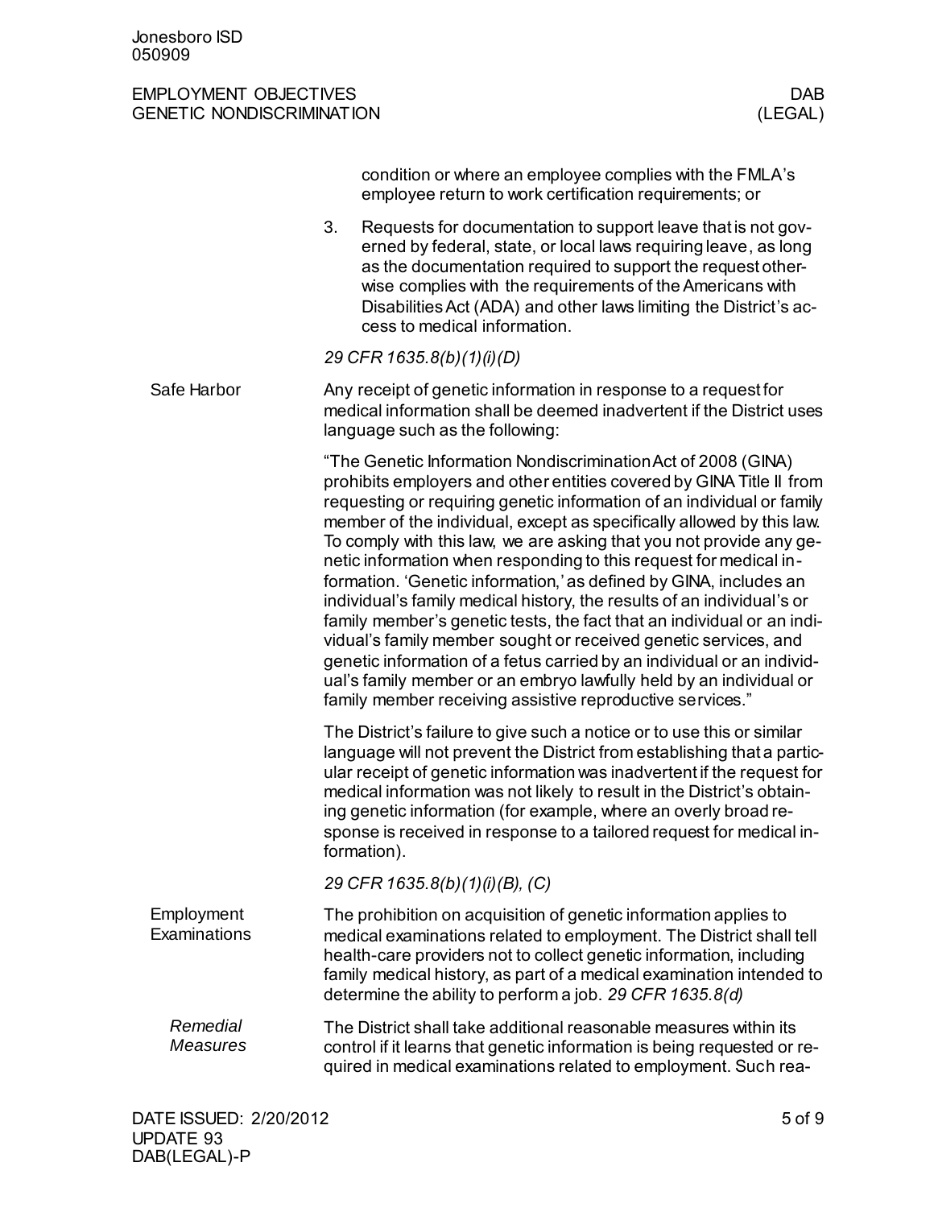condition or where an employee complies with the FMLA's employee return to work certification requirements; or

3. Requests for documentation to support leave that is not governed by federal, state, or local laws requiring leave, as long as the documentation required to support the request otherwise complies with the requirements of the Americans with Disabilities Act (ADA) and other laws limiting the District's access to medical information.

*29 CFR 1635.8(b)(1)(i)(D)*

## Safe Harbor

Any receipt of genetic information in response to a request for medical information shall be deemed inadvertent if the District uses language such as the following:

"The Genetic Information Nondiscrimination Act of 2008 (GINA) prohibits employers and other entities covered by GINA Title II from requesting or requiring genetic information of an individual or family member of the individual, except as specifically allowed by this law. To comply with this law, we are asking that you not provide any genetic information when responding to this request for medical information. 'Genetic information,' as defined by GINA, includes an individual's family medical history, the results of an individual's or family member's genetic tests, the fact that an individual or an individual's family member sought or received genetic services, and genetic information of a fetus carried by an individual or an individual's family member or an embryo lawfully held by an individual or family member receiving assistive reproductive services."

The District's failure to give such a notice or to use this or similar language will not prevent the District from establishing that a particular receipt of genetic information was inadvertent if the request for medical information was not likely to result in the District's obtaining genetic information (for example, where an overly broad response is received in response to a tailored request for medical information).

*29 CFR 1635.8(b)(1)(i)(B), (C)*

## Employment Examinations

The prohibition on acquisition of genetic information applies to medical examinations related to employment. The District shall tell health-care providers not to collect genetic information, including family medical history, as part of a medical examination intended to determine the ability to perform a job. *29 CFR 1635.8(d)*

### *Remedial Measures*

The District shall take additional reasonable measures within its control if it learns that genetic information is being requested or required in medical examinations related to employment. Such rea-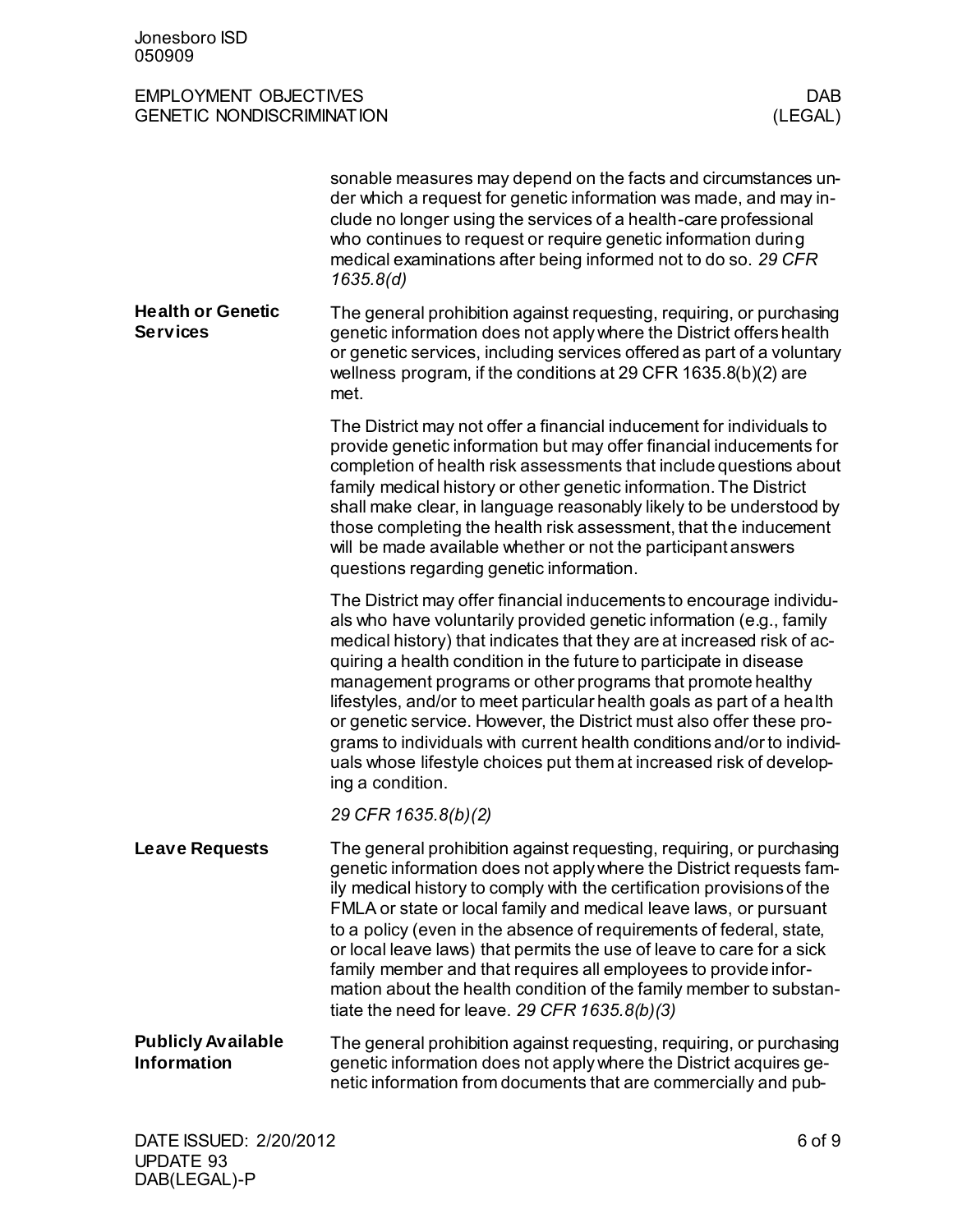sonable measures may depend on the facts and circumstances under which a request for genetic information was made, and may include no longer using the services of a health-care professional who continues to request or require genetic information during medical examinations after being informed not to do so. *29 CFR 1635.8(d)*

**Health or Genetic Services**

The general prohibition against requesting, requiring, or purchasing genetic information does not apply where the District offers health or genetic services, including services offered as part of a voluntary wellness program, if the conditions at 29 CFR 1635.8(b)(2) are met.

The District may not offer a financial inducement for individuals to provide genetic information but may offer financial inducements for completion of health risk assessments that include questions about family medical history or other genetic information. The District shall make clear, in language reasonably likely to be understood by those completing the health risk assessment, that the inducement will be made available whether or not the participant answers questions regarding genetic information.

The District may offer financial inducements to encourage individuals who have voluntarily provided genetic information (e.g., family medical history) that indicates that they are at increased risk of acquiring a health condition in the future to participate in disease management programs or other programs that promote healthy lifestyles, and/or to meet particular health goals as part of a health or genetic service. However, the District must also offer these programs to individuals with current health conditions and/or to individuals whose lifestyle choices put them at increased risk of developing a condition.

*29 CFR 1635.8(b)(2)*

**Leave Requests**

The general prohibition against requesting, requiring, or purchasing genetic information does not apply where the District requests family medical history to comply with the certification provisions of the FMLA or state or local family and medical leave laws, or pursuant to a policy (even in the absence of requirements of federal, state, or local leave laws) that permits the use of leave to care for a sick family member and that requires all employees to provide information about the health condition of the family member to substantiate the need for leave. *29 CFR 1635.8(b)(3)*

**Publicly Available Information**

The general prohibition against requesting, requiring, or purchasing genetic information does not apply where the District acquires genetic information from documents that are commercially and pub-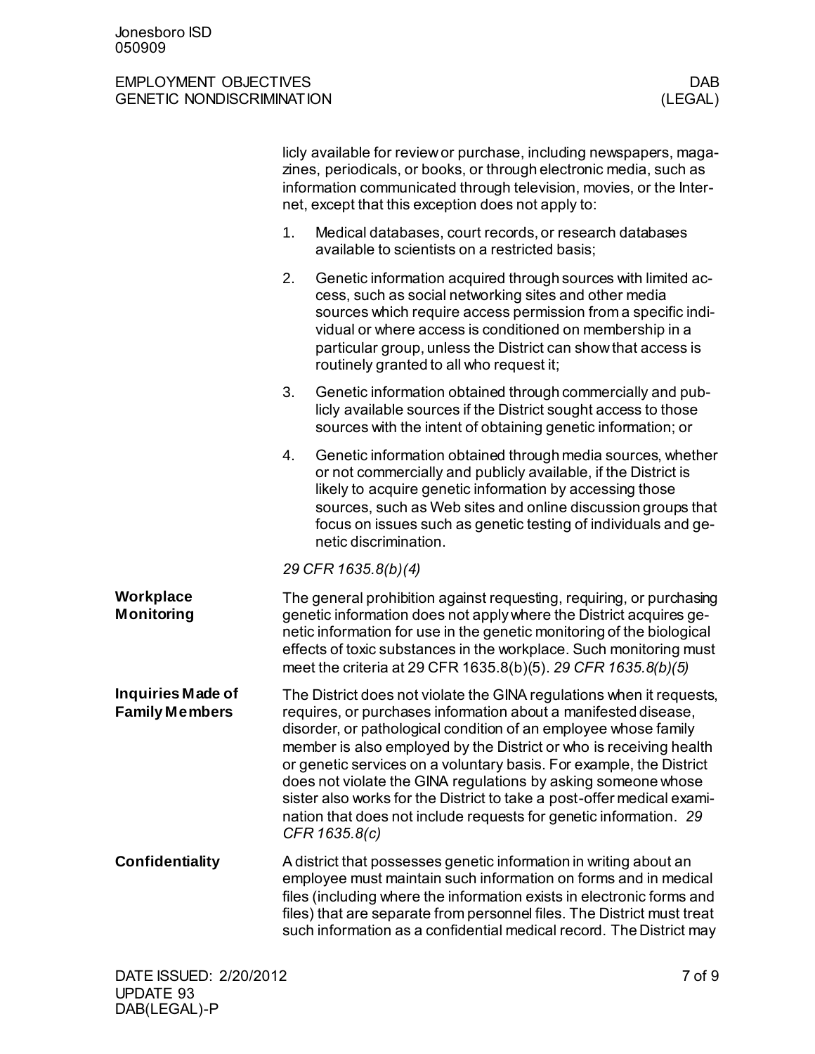licly available for review or purchase, including newspapers, magazines, periodicals, or books, or through electronic media, such as information communicated through television, movies, or the Internet, except that this exception does not apply to:

1. Medical databases, court records, or research databases available to scientists on a restricted basis;
2. Genetic information acquired through sources with limited access, such as social networking sites and other media sources which require access permission from a specific individual or where access is conditioned on membership in a particular group, unless the District can show that access is routinely granted to all who request it;
3. Genetic information obtained through commercially and publicly available sources if the District sought access to those sources with the intent of obtaining genetic information; or
4. Genetic information obtained through media sources, whether or not commercially and publicly available, if the District is likely to acquire genetic information by accessing those sources, such as Web sites and online discussion groups that focus on issues such as genetic testing of individuals and genetic discrimination.

*29 CFR 1635.8(b)(4)*

**Workplace Monitoring**

The general prohibition against requesting, requiring, or purchasing genetic information does not apply where the District acquires genetic information for use in the genetic monitoring of the biological effects of toxic substances in the workplace. Such monitoring must meet the criteria at 29 CFR 1635.8(b)(5). *29 CFR 1635.8(b)(5)*

**Inquiries Made of Family Members**

The District does not violate the GINA regulations when it requests, requires, or purchases information about a manifested disease, disorder, or pathological condition of an employee whose family member is also employed by the District or who is receiving health or genetic services on a voluntary basis. For example, the District does not violate the GINA regulations by asking someone whose sister also works for the District to take a post-offer medical examination that does not include requests for genetic information. *29 CFR 1635.8(c)*

**Confidentiality**

A district that possesses genetic information in writing about an employee must maintain such information on forms and in medical files (including where the information exists in electronic forms and files) that are separate from personnel files. The District must treat such information as a confidential medical record. The District may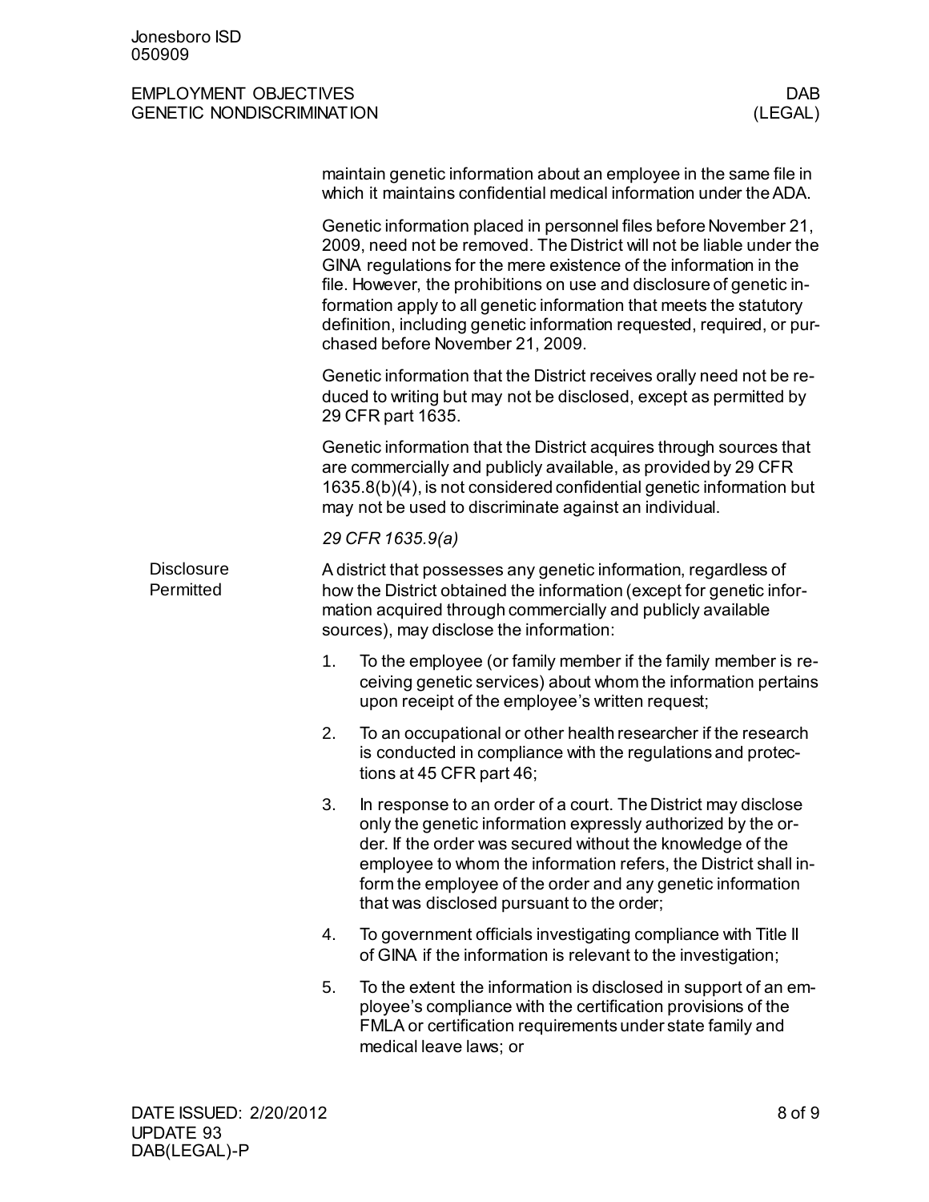maintain genetic information about an employee in the same file in which it maintains confidential medical information under the ADA.

Genetic information placed in personnel files before November 21, 2009, need not be removed. The District will not be liable under the GINA regulations for the mere existence of the information in the file. However, the prohibitions on use and disclosure of genetic information apply to all genetic information that meets the statutory definition, including genetic information requested, required, or purchased before November 21, 2009.

Genetic information that the District receives orally need not be reduced to writing but may not be disclosed, except as permitted by 29 CFR part 1635.

Genetic information that the District acquires through sources that are commercially and publicly available, as provided by 29 CFR 1635.8(b)(4), is not considered confidential genetic information but may not be used to discriminate against an individual.

*29 CFR 1635.9(a)*

## Disclosure Permitted

A district that possesses any genetic information, regardless of how the District obtained the information (except for genetic information acquired through commercially and publicly available sources), may disclose the information:

1. To the employee (or family member if the family member is receiving genetic services) about whom the information pertains upon receipt of the employee's written request;
2. To an occupational or other health researcher if the research is conducted in compliance with the regulations and protections at 45 CFR part 46;
3. In response to an order of a court. The District may disclose only the genetic information expressly authorized by the order. If the order was secured without the knowledge of the employee to whom the information refers, the District shall inform the employee of the order and any genetic information that was disclosed pursuant to the order;
4. To government officials investigating compliance with Title II of GINA if the information is relevant to the investigation;
5. To the extent the information is disclosed in support of an employee's compliance with the certification provisions of the FMLA or certification requirements under state family and medical leave laws; or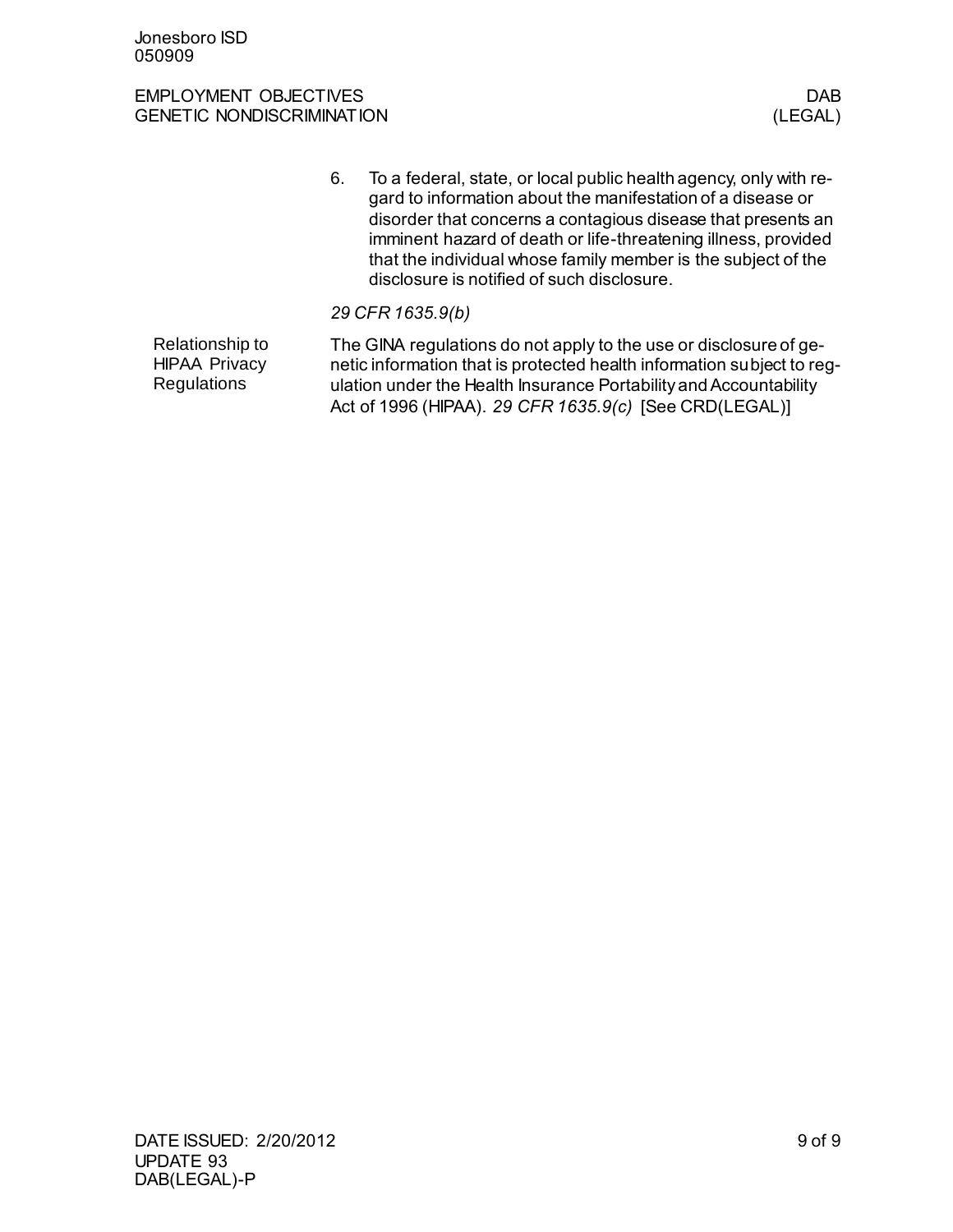6. To a federal, state, or local public health agency, only with regard to information about the manifestation of a disease or disorder that concerns a contagious disease that presents an imminent hazard of death or life-threatening illness, provided that the individual whose family member is the subject of the disclosure is notified of such disclosure.

*29 CFR 1635.9(b)*

**Relationship to HIPAA Privacy Regulations**

The GINA regulations do not apply to the use or disclosure of genetic information that is protected health information subject to regulation under the Health Insurance Portability and Accountability Act of 1996 (HIPAA). *29 CFR 1635.9(c)* [See CRD(LEGAL)]